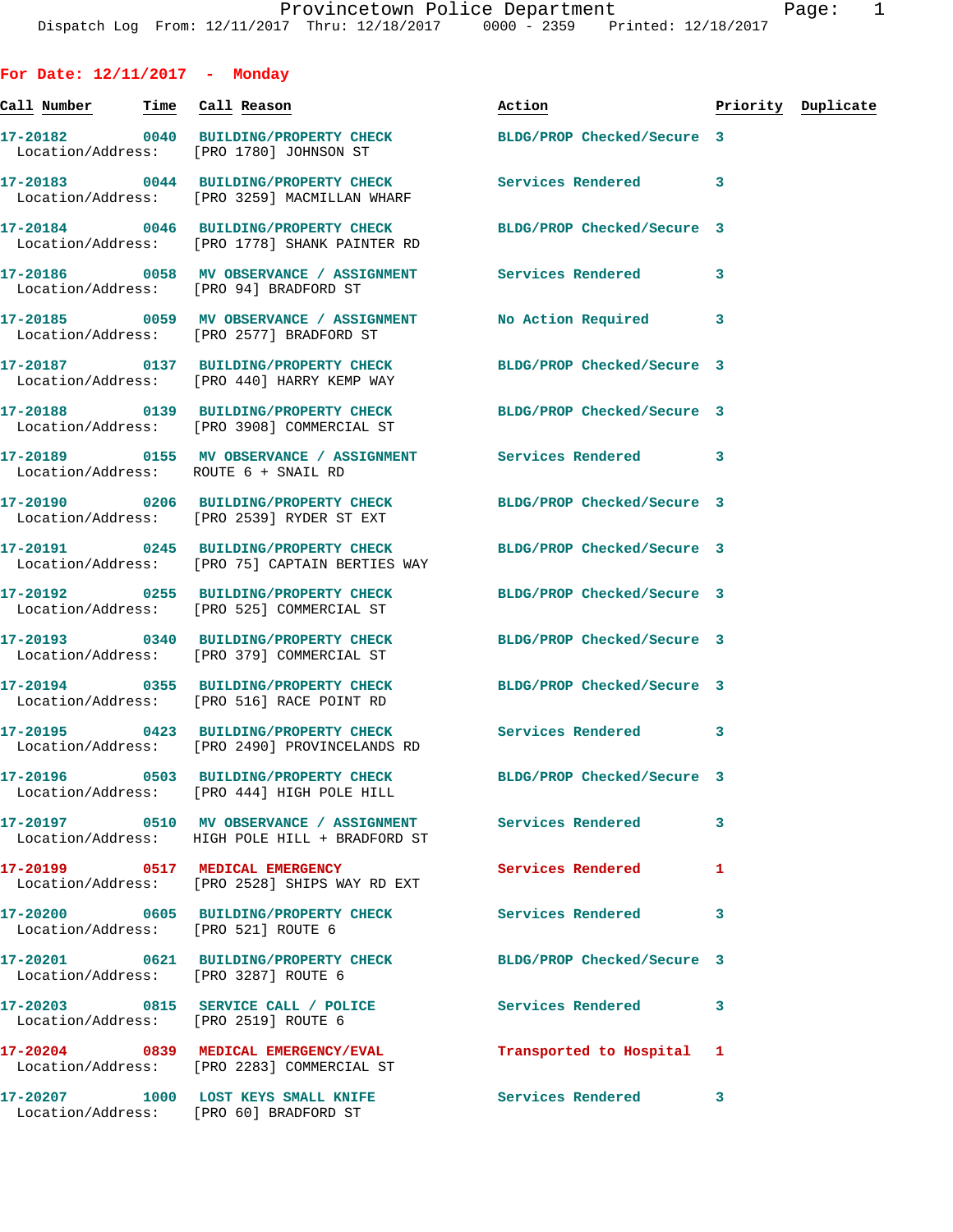Provincetown Police Department
Dispatch Log From: 12/11/2017 Thru: 12/18/2017 0000 - 2359 Printed: 12/18/2017

## For Date: 12/11/2017 - Monday

| Call Number | Time | Call Reason | Action | Priority | Duplicate |
|---|---|---|---|---|---|
| 17-20182 | 0040 | BUILDING/PROPERTY CHECK | BLDG/PROP Checked/Secure | 3 | |
| Location/Address: | | [PRO 1780] JOHNSON ST | | | |
| 17-20183 | 0044 | BUILDING/PROPERTY CHECK | Services Rendered | 3 | |
| Location/Address: | | [PRO 3259] MACMILLAN WHARF | | | |
| 17-20184 | 0046 | BUILDING/PROPERTY CHECK | BLDG/PROP Checked/Secure | 3 | |
| Location/Address: | | [PRO 1778] SHANK PAINTER RD | | | |
| 17-20186 | 0058 | MV OBSERVANCE / ASSIGNMENT | Services Rendered | 3 | |
| Location/Address: | | [PRO 94] BRADFORD ST | | | |
| 17-20185 | 0059 | MV OBSERVANCE / ASSIGNMENT | No Action Required | 3 | |
| Location/Address: | | [PRO 2577] BRADFORD ST | | | |
| 17-20187 | 0137 | BUILDING/PROPERTY CHECK | BLDG/PROP Checked/Secure | 3 | |
| Location/Address: | | [PRO 440] HARRY KEMP WAY | | | |
| 17-20188 | 0139 | BUILDING/PROPERTY CHECK | BLDG/PROP Checked/Secure | 3 | |
| Location/Address: | | [PRO 3908] COMMERCIAL ST | | | |
| 17-20189 | 0155 | MV OBSERVANCE / ASSIGNMENT | Services Rendered | 3 | |
| Location/Address: | | ROUTE 6 + SNAIL RD | | | |
| 17-20190 | 0206 | BUILDING/PROPERTY CHECK | BLDG/PROP Checked/Secure | 3 | |
| Location/Address: | | [PRO 2539] RYDER ST EXT | | | |
| 17-20191 | 0245 | BUILDING/PROPERTY CHECK | BLDG/PROP Checked/Secure | 3 | |
| Location/Address: | | [PRO 75] CAPTAIN BERTIES WAY | | | |
| 17-20192 | 0255 | BUILDING/PROPERTY CHECK | BLDG/PROP Checked/Secure | 3 | |
| Location/Address: | | [PRO 525] COMMERCIAL ST | | | |
| 17-20193 | 0340 | BUILDING/PROPERTY CHECK | BLDG/PROP Checked/Secure | 3 | |
| Location/Address: | | [PRO 379] COMMERCIAL ST | | | |
| 17-20194 | 0355 | BUILDING/PROPERTY CHECK | BLDG/PROP Checked/Secure | 3 | |
| Location/Address: | | [PRO 516] RACE POINT RD | | | |
| 17-20195 | 0423 | BUILDING/PROPERTY CHECK | Services Rendered | 3 | |
| Location/Address: | | [PRO 2490] PROVINCELANDS RD | | | |
| 17-20196 | 0503 | BUILDING/PROPERTY CHECK | BLDG/PROP Checked/Secure | 3 | |
| Location/Address: | | [PRO 444] HIGH POLE HILL | | | |
| 17-20197 | 0510 | MV OBSERVANCE / ASSIGNMENT | Services Rendered | 3 | |
| Location/Address: | | HIGH POLE HILL + BRADFORD ST | | | |
| 17-20199 | 0517 | MEDICAL EMERGENCY | Services Rendered | 1 | |
| Location/Address: | | [PRO 2528] SHIPS WAY RD EXT | | | |
| 17-20200 | 0605 | BUILDING/PROPERTY CHECK | Services Rendered | 3 | |
| Location/Address: | | [PRO 521] ROUTE 6 | | | |
| 17-20201 | 0621 | BUILDING/PROPERTY CHECK | BLDG/PROP Checked/Secure | 3 | |
| Location/Address: | | [PRO 3287] ROUTE 6 | | | |
| 17-20203 | 0815 | SERVICE CALL / POLICE | Services Rendered | 3 | |
| Location/Address: | | [PRO 2519] ROUTE 6 | | | |
| 17-20204 | 0839 | MEDICAL EMERGENCY/EVAL | Transported to Hospital | 1 | |
| Location/Address: | | [PRO 2283] COMMERCIAL ST | | | |
| 17-20207 | 1000 | LOST KEYS SMALL KNIFE | Services Rendered | 3 | |
| Location/Address: | | [PRO 60] BRADFORD ST | | | |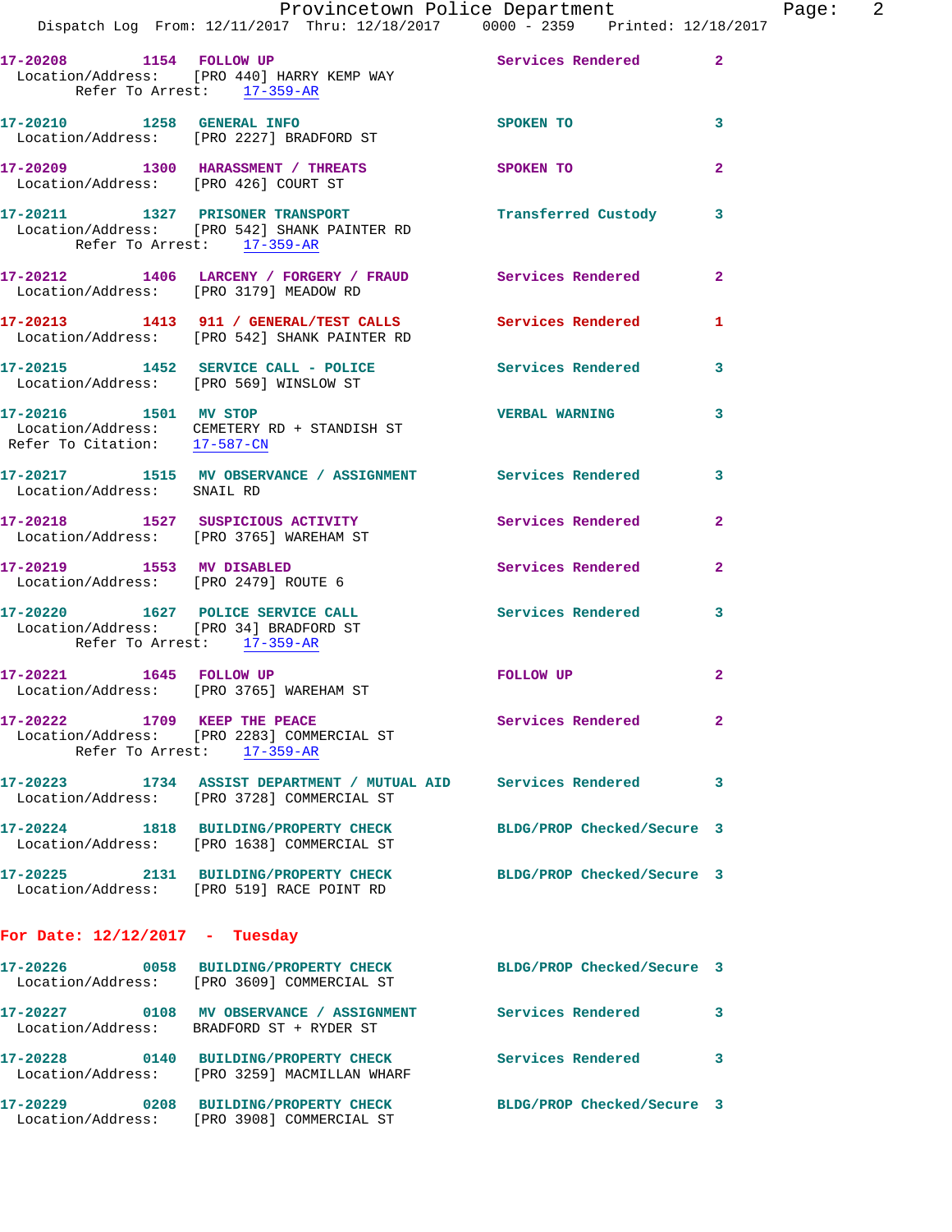17-20208 1154 FOLLOW UP Services Rendered 2
Location/Address: [PRO 440] HARRY KEMP WAY
Refer To Arrest: 17-359-AR

17-20210 1258 GENERAL INFO SPOKEN TO 3
Location/Address: [PRO 2227] BRADFORD ST

17-20209 1300 HARASSMENT / THREATS SPOKEN TO 2
Location/Address: [PRO 426] COURT ST

17-20211 1327 PRISONER TRANSPORT Transferred Custody 3
Location/Address: [PRO 542] SHANK PAINTER RD
Refer To Arrest: 17-359-AR

17-20212 1406 LARCENY / FORGERY / FRAUD Services Rendered 2
Location/Address: [PRO 3179] MEADOW RD

17-20213 1413 911 / GENERAL/TEST CALLS Services Rendered 1
Location/Address: [PRO 542] SHANK PAINTER RD

17-20215 1452 SERVICE CALL - POLICE Services Rendered 3
Location/Address: [PRO 569] WINSLOW ST

17-20216 1501 MV STOP VERBAL WARNING 3
Location/Address: CEMETERY RD + STANDISH ST
Refer To Citation: 17-587-CN

17-20217 1515 MV OBSERVANCE / ASSIGNMENT Services Rendered 3
Location/Address: SNAIL RD

17-20218 1527 SUSPICIOUS ACTIVITY Services Rendered 2
Location/Address: [PRO 3765] WAREHAM ST

17-20219 1553 MV DISABLED Services Rendered 2
Location/Address: [PRO 2479] ROUTE 6

17-20220 1627 POLICE SERVICE CALL Services Rendered 3
Location/Address: [PRO 34] BRADFORD ST
Refer To Arrest: 17-359-AR

17-20221 1645 FOLLOW UP FOLLOW UP 2
Location/Address: [PRO 3765] WAREHAM ST

17-20222 1709 KEEP THE PEACE Services Rendered 2
Location/Address: [PRO 2283] COMMERCIAL ST
Refer To Arrest: 17-359-AR

17-20223 1734 ASSIST DEPARTMENT / MUTUAL AID Services Rendered 3
Location/Address: [PRO 3728] COMMERCIAL ST

17-20224 1818 BUILDING/PROPERTY CHECK BLDG/PROP Checked/Secure 3
Location/Address: [PRO 1638] COMMERCIAL ST

17-20225 2131 BUILDING/PROPERTY CHECK BLDG/PROP Checked/Secure 3
Location/Address: [PRO 519] RACE POINT RD

**For Date: 12/12/2017 - Tuesday**

17-20226 0058 BUILDING/PROPERTY CHECK BLDG/PROP Checked/Secure 3
Location/Address: [PRO 3609] COMMERCIAL ST

17-20227 0108 MV OBSERVANCE / ASSIGNMENT Services Rendered 3
Location/Address: BRADFORD ST + RYDER ST

17-20228 0140 BUILDING/PROPERTY CHECK Services Rendered 3
Location/Address: [PRO 3259] MACMILLAN WHARF

17-20229 0208 BUILDING/PROPERTY CHECK BLDG/PROP Checked/Secure 3
Location/Address: [PRO 3908] COMMERCIAL ST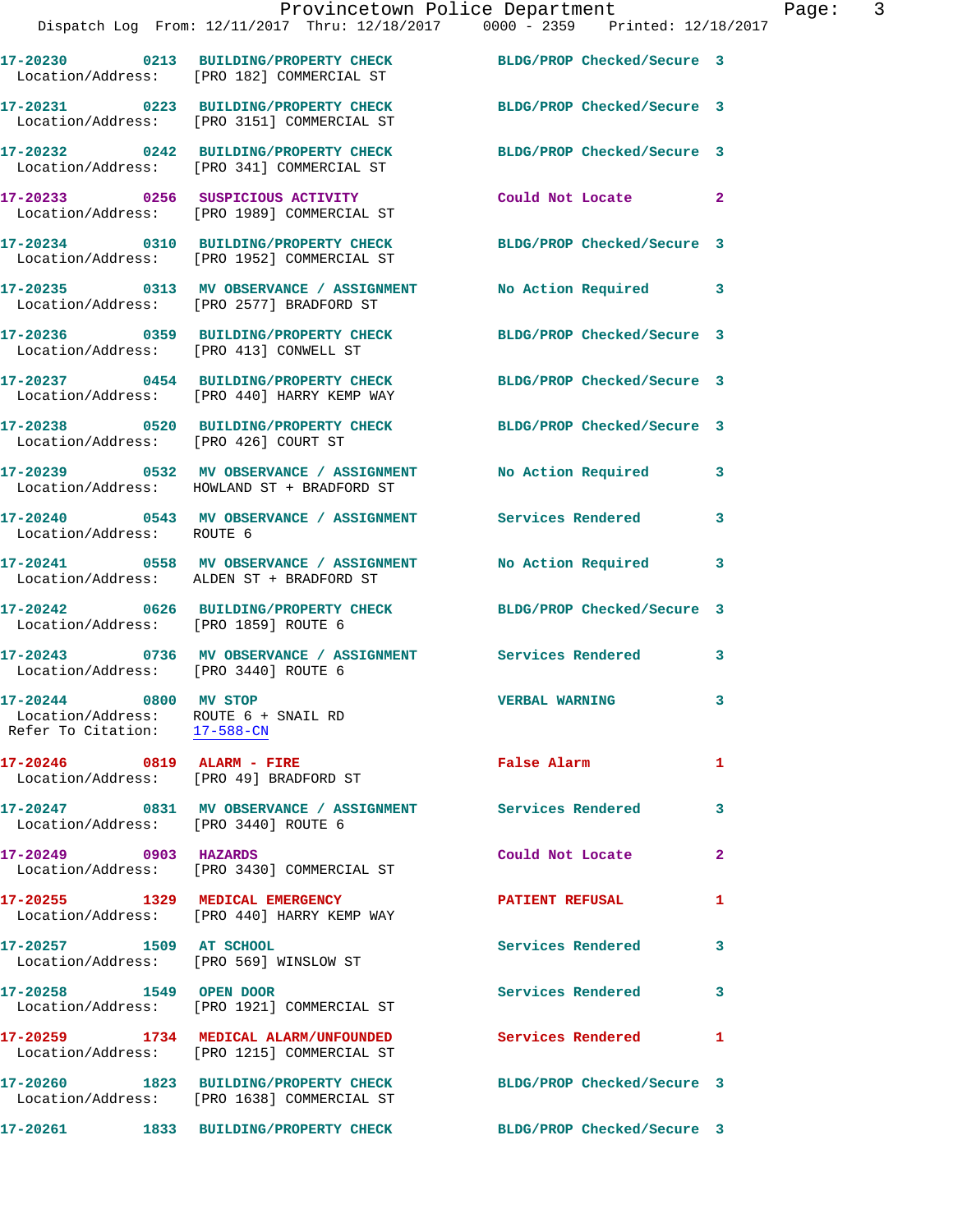17-20230 0213 BUILDING/PROPERTY CHECK BLDG/PROP Checked/Secure 3
Location/Address: [PRO 182] COMMERCIAL ST

17-20231 0223 BUILDING/PROPERTY CHECK BLDG/PROP Checked/Secure 3
Location/Address: [PRO 3151] COMMERCIAL ST

17-20232 0242 BUILDING/PROPERTY CHECK BLDG/PROP Checked/Secure 3
Location/Address: [PRO 341] COMMERCIAL ST

17-20233 0256 SUSPICIOUS ACTIVITY Could Not Locate 2
Location/Address: [PRO 1989] COMMERCIAL ST

17-20234 0310 BUILDING/PROPERTY CHECK BLDG/PROP Checked/Secure 3
Location/Address: [PRO 1952] COMMERCIAL ST

17-20235 0313 MV OBSERVANCE / ASSIGNMENT No Action Required 3
Location/Address: [PRO 2577] BRADFORD ST

17-20236 0359 BUILDING/PROPERTY CHECK BLDG/PROP Checked/Secure 3
Location/Address: [PRO 413] CONWELL ST

17-20237 0454 BUILDING/PROPERTY CHECK BLDG/PROP Checked/Secure 3
Location/Address: [PRO 440] HARRY KEMP WAY

17-20238 0520 BUILDING/PROPERTY CHECK BLDG/PROP Checked/Secure 3
Location/Address: [PRO 426] COURT ST

17-20239 0532 MV OBSERVANCE / ASSIGNMENT No Action Required 3
Location/Address: HOWLAND ST + BRADFORD ST

17-20240 0543 MV OBSERVANCE / ASSIGNMENT Services Rendered 3
Location/Address: ROUTE 6

17-20241 0558 MV OBSERVANCE / ASSIGNMENT No Action Required 3
Location/Address: ALDEN ST + BRADFORD ST

17-20242 0626 BUILDING/PROPERTY CHECK BLDG/PROP Checked/Secure 3
Location/Address: [PRO 1859] ROUTE 6

17-20243 0736 MV OBSERVANCE / ASSIGNMENT Services Rendered 3
Location/Address: [PRO 3440] ROUTE 6

17-20244 0800 MV STOP VERBAL WARNING 3
Location/Address: ROUTE 6 + SNAIL RD
Refer To Citation: 17-588-CN

17-20246 0819 ALARM - FIRE False Alarm 1
Location/Address: [PRO 49] BRADFORD ST

17-20247 0831 MV OBSERVANCE / ASSIGNMENT Services Rendered 3
Location/Address: [PRO 3440] ROUTE 6

17-20249 0903 HAZARDS Could Not Locate 2
Location/Address: [PRO 3430] COMMERCIAL ST

17-20255 1329 MEDICAL EMERGENCY PATIENT REFUSAL 1
Location/Address: [PRO 440] HARRY KEMP WAY

17-20257 1509 AT SCHOOL Services Rendered 3
Location/Address: [PRO 569] WINSLOW ST

17-20258 1549 OPEN DOOR Services Rendered 3
Location/Address: [PRO 1921] COMMERCIAL ST

17-20259 1734 MEDICAL ALARM/UNFOUNDED Services Rendered 1
Location/Address: [PRO 1215] COMMERCIAL ST

17-20260 1823 BUILDING/PROPERTY CHECK BLDG/PROP Checked/Secure 3
Location/Address: [PRO 1638] COMMERCIAL ST

17-20261 1833 BUILDING/PROPERTY CHECK BLDG/PROP Checked/Secure 3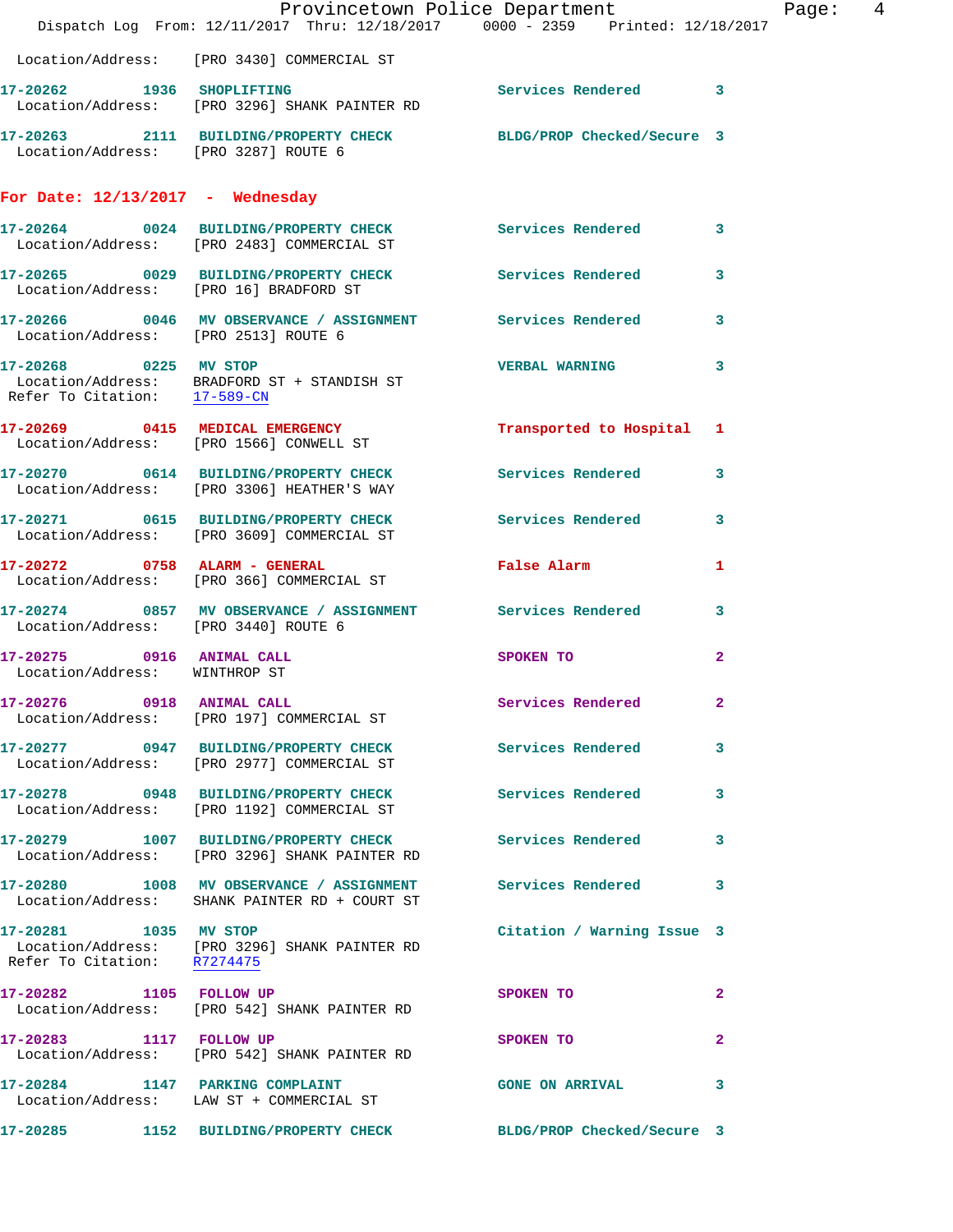Location/Address: [PRO 3430] COMMERCIAL ST

**17-20262** 1936 **SHOPLIFTING** Services Rendered 3
Location/Address: [PRO 3296] SHANK PAINTER RD

**17-20263** 2111 **BUILDING/PROPERTY CHECK** BLDG/PROP Checked/Secure 3
Location/Address: [PRO 3287] ROUTE 6

## For Date: 12/13/2017 - Wednesday

**17-20264** 0024 **BUILDING/PROPERTY CHECK** Services Rendered 3
Location/Address: [PRO 2483] COMMERCIAL ST

**17-20265** 0029 **BUILDING/PROPERTY CHECK** Services Rendered 3
Location/Address: [PRO 16] BRADFORD ST

**17-20266** 0046 **MV OBSERVANCE / ASSIGNMENT** Services Rendered 3
Location/Address: [PRO 2513] ROUTE 6

**17-20268** 0225 **MV STOP** VERBAL WARNING 3
Location/Address: BRADFORD ST + STANDISH ST
Refer To Citation: 17-589-CN

**17-20269** 0415 **MEDICAL EMERGENCY** Transported to Hospital 1
Location/Address: [PRO 1566] CONWELL ST

**17-20270** 0614 **BUILDING/PROPERTY CHECK** Services Rendered 3
Location/Address: [PRO 3306] HEATHER'S WAY

**17-20271** 0615 **BUILDING/PROPERTY CHECK** Services Rendered 3
Location/Address: [PRO 3609] COMMERCIAL ST

**17-20272** 0758 **ALARM - GENERAL** False Alarm 1
Location/Address: [PRO 366] COMMERCIAL ST

**17-20274** 0857 **MV OBSERVANCE / ASSIGNMENT** Services Rendered 3
Location/Address: [PRO 3440] ROUTE 6

**17-20275** 0916 **ANIMAL CALL** SPOKEN TO 2
Location/Address: WINTHROP ST

**17-20276** 0918 **ANIMAL CALL** Services Rendered 2
Location/Address: [PRO 197] COMMERCIAL ST

**17-20277** 0947 **BUILDING/PROPERTY CHECK** Services Rendered 3
Location/Address: [PRO 2977] COMMERCIAL ST

**17-20278** 0948 **BUILDING/PROPERTY CHECK** Services Rendered 3
Location/Address: [PRO 1192] COMMERCIAL ST

**17-20279** 1007 **BUILDING/PROPERTY CHECK** Services Rendered 3
Location/Address: [PRO 3296] SHANK PAINTER RD

**17-20280** 1008 **MV OBSERVANCE / ASSIGNMENT** Services Rendered 3
Location/Address: SHANK PAINTER RD + COURT ST

**17-20281** 1035 **MV STOP** Citation / Warning Issue 3
Location/Address: [PRO 3296] SHANK PAINTER RD
Refer To Citation: R7274475

**17-20282** 1105 **FOLLOW UP** SPOKEN TO 2
Location/Address: [PRO 542] SHANK PAINTER RD

**17-20283** 1117 **FOLLOW UP** SPOKEN TO 2
Location/Address: [PRO 542] SHANK PAINTER RD

**17-20284** 1147 **PARKING COMPLAINT** GONE ON ARRIVAL 3
Location/Address: LAW ST + COMMERCIAL ST

**17-20285** 1152 **BUILDING/PROPERTY CHECK** BLDG/PROP Checked/Secure 3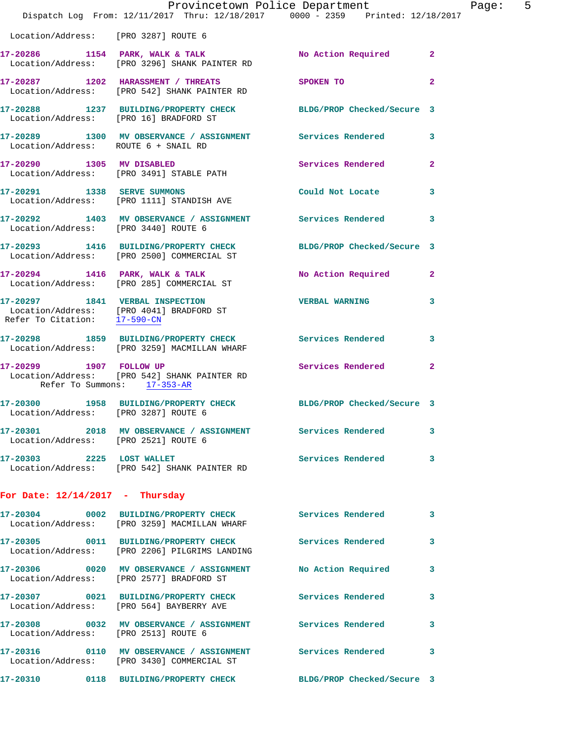Location/Address: [PRO 3287] ROUTE 6

**17-20286** 1154 **PARK, WALK & TALK** No Action Required 2
Location/Address: [PRO 3296] SHANK PAINTER RD

**17-20287** 1202 **HARASSMENT / THREATS** SPOKEN TO 2
Location/Address: [PRO 542] SHANK PAINTER RD

**17-20288** 1237 **BUILDING/PROPERTY CHECK** BLDG/PROP Checked/Secure 3
Location/Address: [PRO 16] BRADFORD ST

**17-20289** 1300 **MV OBSERVATION / ASSIGNMENT** Services Rendered 3
Location/Address: ROUTE 6 + SNAIL RD

**17-20290** 1305 **MV DISABLED** Services Rendered 2
Location/Address: [PRO 3491] STABLE PATH

**17-20291** 1338 **SERVE SUMMONS** Could Not Locate 3
Location/Address: [PRO 1111] STANDISH AVE

**17-20292** 1403 **MV OBSERVATION / ASSIGNMENT** Services Rendered 3
Location/Address: [PRO 3440] ROUTE 6

**17-20293** 1416 **BUILDING/PROPERTY CHECK** BLDG/PROP Checked/Secure 3
Location/Address: [PRO 2500] COMMERCIAL ST

**17-20294** 1416 **PARK, WALK & TALK** No Action Required 2
Location/Address: [PRO 285] COMMERCIAL ST

**17-20297** 1841 **VERBAL INSPECTION** VERBAL WARNING 3
Location/Address: [PRO 4041] BRADFORD ST
Refer To Citation: 17-590-CN

**17-20298** 1859 **BUILDING/PROPERTY CHECK** Services Rendered 3
Location/Address: [PRO 3259] MACMILLAN WHARF

**17-20299** 1907 **FOLLOW UP** Services Rendered 2
Location/Address: [PRO 542] SHANK PAINTER RD
Refer To Summons: 17-353-AR

**17-20300** 1958 **BUILDING/PROPERTY CHECK** BLDG/PROP Checked/Secure 3
Location/Address: [PRO 3287] ROUTE 6

**17-20301** 2018 **MV OBSERVATION / ASSIGNMENT** Services Rendered 3
Location/Address: [PRO 2521] ROUTE 6

**17-20303** 2225 **LOST WALLET** Services Rendered 3
Location/Address: [PRO 542] SHANK PAINTER RD

## For Date: 12/14/2017 - Thursday

**17-20304** 0002 **BUILDING/PROPERTY CHECK** Services Rendered 3
Location/Address: [PRO 3259] MACMILLAN WHARF

**17-20305** 0011 **BUILDING/PROPERTY CHECK** Services Rendered 3
Location/Address: [PRO 2206] PILGRIMS LANDING

**17-20306** 0020 **MV OBSERVATION / ASSIGNMENT** No Action Required 3
Location/Address: [PRO 2577] BRADFORD ST

**17-20307** 0021 **BUILDING/PROPERTY CHECK** Services Rendered 3
Location/Address: [PRO 564] BAYBERRY AVE

**17-20308** 0032 **MV OBSERVATION / ASSIGNMENT** Services Rendered 3
Location/Address: [PRO 2513] ROUTE 6

**17-20316** 0110 **MV OBSERVATION / ASSIGNMENT** Services Rendered 3
Location/Address: [PRO 3430] COMMERCIAL ST

**17-20310** 0118 **BUILDING/PROPERTY CHECK** BLDG/PROP Checked/Secure 3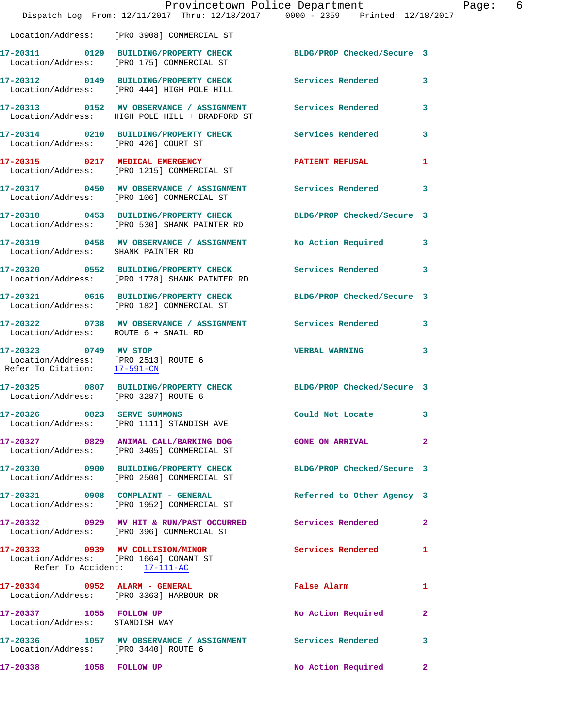Location/Address: [PRO 3908] COMMERCIAL ST

**17-20311** 0129 **BUILDING/PROPERTY CHECK** BLDG/PROP Checked/Secure 3
Location/Address: [PRO 175] COMMERCIAL ST

**17-20312** 0149 **BUILDING/PROPERTY CHECK** Services Rendered 3
Location/Address: [PRO 444] HIGH POLE HILL

**17-20313** 0152 **MV OBSERVANCE / ASSIGNMENT** Services Rendered 3
Location/Address: HIGH POLE HILL + BRADFORD ST

**17-20314** 0210 **BUILDING/PROPERTY CHECK** Services Rendered 3
Location/Address: [PRO 426] COURT ST

**17-20315** 0217 **MEDICAL EMERGENCY** PATIENT REFUSAL 1
Location/Address: [PRO 1215] COMMERCIAL ST

**17-20317** 0450 **MV OBSERVANCE / ASSIGNMENT** Services Rendered 3
Location/Address: [PRO 106] COMMERCIAL ST

**17-20318** 0453 **BUILDING/PROPERTY CHECK** BLDG/PROP Checked/Secure 3
Location/Address: [PRO 530] SHANK PAINTER RD

**17-20319** 0458 **MV OBSERVANCE / ASSIGNMENT** No Action Required 3
Location/Address: SHANK PAINTER RD

**17-20320** 0552 **BUILDING/PROPERTY CHECK** Services Rendered 3
Location/Address: [PRO 1778] SHANK PAINTER RD

**17-20321** 0616 **BUILDING/PROPERTY CHECK** BLDG/PROP Checked/Secure 3
Location/Address: [PRO 182] COMMERCIAL ST

**17-20322** 0738 **MV OBSERVANCE / ASSIGNMENT** Services Rendered 3
Location/Address: ROUTE 6 + SNAIL RD

**17-20323** 0749 **MV STOP** VERBAL WARNING 3
Location/Address: [PRO 2513] ROUTE 6
Refer To Citation: 17-591-CN

**17-20325** 0807 **BUILDING/PROPERTY CHECK** BLDG/PROP Checked/Secure 3
Location/Address: [PRO 3287] ROUTE 6

**17-20326** 0823 **SERVE SUMMONS** Could Not Locate 3
Location/Address: [PRO 1111] STANDISH AVE

**17-20327** 0829 **ANIMAL CALL/BARKING DOG** GONE ON ARRIVAL 2
Location/Address: [PRO 3405] COMMERCIAL ST

**17-20330** 0900 **BUILDING/PROPERTY CHECK** BLDG/PROP Checked/Secure 3
Location/Address: [PRO 2500] COMMERCIAL ST

**17-20331** 0908 **COMPLAINT - GENERAL** Referred to Other Agency 3
Location/Address: [PRO 1952] COMMERCIAL ST

**17-20332** 0929 **MV HIT & RUN/PAST OCCURRED** Services Rendered 2
Location/Address: [PRO 396] COMMERCIAL ST

**17-20333** 0939 **MV COLLISION/MINOR** Services Rendered 1
Location/Address: [PRO 1664] CONANT ST
Refer To Accident: 17-111-AC

**17-20334** 0952 **ALARM - GENERAL** False Alarm 1
Location/Address: [PRO 3363] HARBOUR DR

**17-20337** 1055 **FOLLOW UP** No Action Required 2
Location/Address: STANDISH WAY

**17-20336** 1057 **MV OBSERVANCE / ASSIGNMENT** Services Rendered 3
Location/Address: [PRO 3440] ROUTE 6

**17-20338** 1058 **FOLLOW UP** No Action Required 2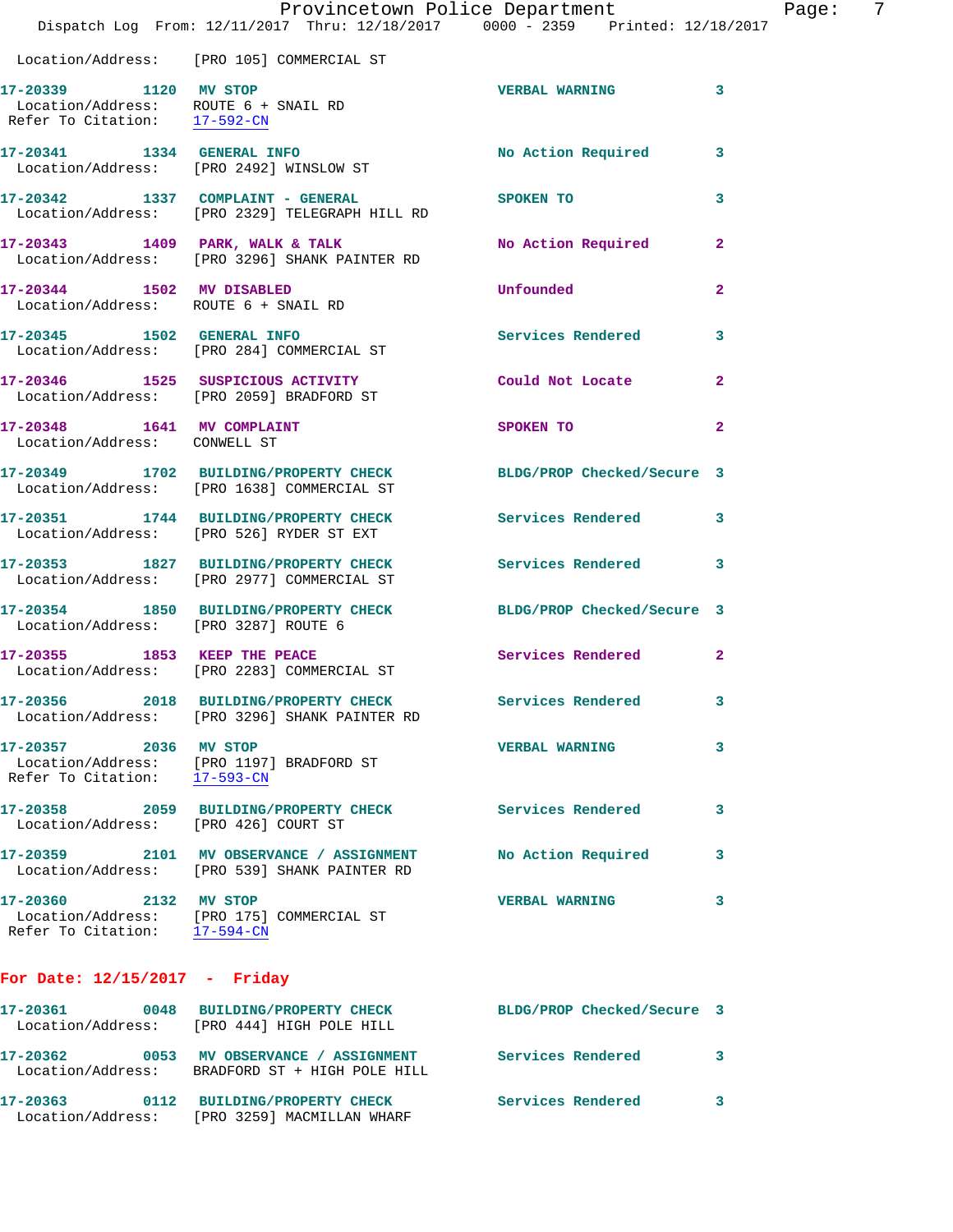Location/Address: [PRO 105] COMMERCIAL ST

**17-20339 1120 MV STOP** VERBAL WARNING 3
Location/Address: ROUTE 6 + SNAIL RD
Refer To Citation: 17-592-CN

**17-20341 1334 GENERAL INFO** No Action Required 3
Location/Address: [PRO 2492] WINSLOW ST

**17-20342 1337 COMPLAINT - GENERAL** SPOKEN TO 3
Location/Address: [PRO 2329] TELEGRAPH HILL RD

**17-20343 1409 PARK, WALK & TALK** No Action Required 2
Location/Address: [PRO 3296] SHANK PAINTER RD

**17-20344 1502 MV DISABLED** Unfounded 2
Location/Address: ROUTE 6 + SNAIL RD

**17-20345 1502 GENERAL INFO** Services Rendered 3
Location/Address: [PRO 284] COMMERCIAL ST

**17-20346 1525 SUSPICIOUS ACTIVITY** Could Not Locate 2
Location/Address: [PRO 2059] BRADFORD ST

**17-20348 1641 MV COMPLAINT** SPOKEN TO 2
Location/Address: CONWELL ST

**17-20349 1702 BUILDING/PROPERTY CHECK** BLDG/PROP Checked/Secure 3
Location/Address: [PRO 1638] COMMERCIAL ST

**17-20351 1744 BUILDING/PROPERTY CHECK** Services Rendered 3
Location/Address: [PRO 526] RYDER ST EXT

**17-20353 1827 BUILDING/PROPERTY CHECK** Services Rendered 3
Location/Address: [PRO 2977] COMMERCIAL ST

**17-20354 1850 BUILDING/PROPERTY CHECK** BLDG/PROP Checked/Secure 3
Location/Address: [PRO 3287] ROUTE 6

**17-20355 1853 KEEP THE PEACE** Services Rendered 2
Location/Address: [PRO 2283] COMMERCIAL ST

**17-20356 2018 BUILDING/PROPERTY CHECK** Services Rendered 3
Location/Address: [PRO 3296] SHANK PAINTER RD

**17-20357 2036 MV STOP** VERBAL WARNING 3
Location/Address: [PRO 1197] BRADFORD ST
Refer To Citation: 17-593-CN

**17-20358 2059 BUILDING/PROPERTY CHECK** Services Rendered 3
Location/Address: [PRO 426] COURT ST

**17-20359 2101 MV OBSERVANCE / ASSIGNMENT** No Action Required 3
Location/Address: [PRO 539] SHANK PAINTER RD

**17-20360 2132 MV STOP** VERBAL WARNING 3
Location/Address: [PRO 175] COMMERCIAL ST
Refer To Citation: 17-594-CN

## For Date: 12/15/2017 - Friday

**17-20361 0048 BUILDING/PROPERTY CHECK** BLDG/PROP Checked/Secure 3
Location/Address: [PRO 444] HIGH POLE HILL

**17-20362 0053 MV OBSERVANCE / ASSIGNMENT** Services Rendered 3
Location/Address: BRADFORD ST + HIGH POLE HILL

**17-20363 0112 BUILDING/PROPERTY CHECK** Services Rendered 3
Location/Address: [PRO 3259] MACMILLAN WHARF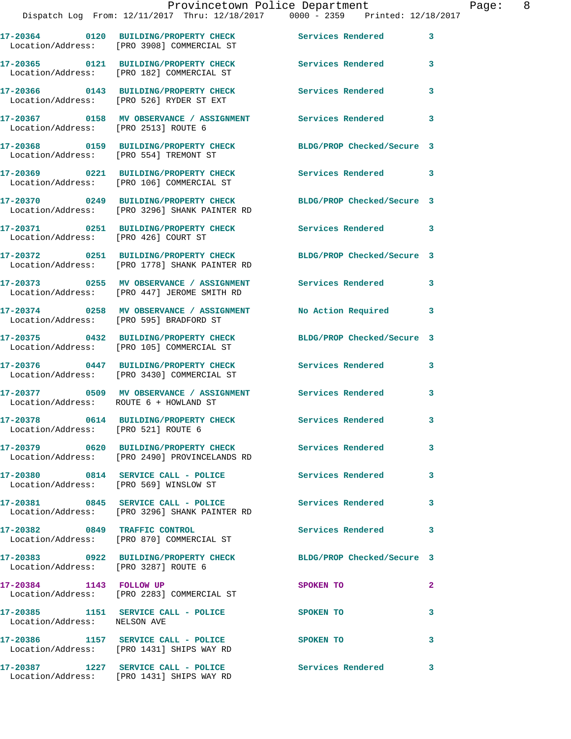17-20364 0120 BUILDING/PROPERTY CHECK Services Rendered 3
Location/Address: [PRO 3908] COMMERCIAL ST

17-20365 0121 BUILDING/PROPERTY CHECK Services Rendered 3
Location/Address: [PRO 182] COMMERCIAL ST

17-20366 0143 BUILDING/PROPERTY CHECK Services Rendered 3
Location/Address: [PRO 526] RYDER ST EXT

17-20367 0158 MV OBSERVANCE / ASSIGNMENT Services Rendered 3
Location/Address: [PRO 2513] ROUTE 6

17-20368 0159 BUILDING/PROPERTY CHECK BLDG/PROP Checked/Secure 3
Location/Address: [PRO 554] TREMONT ST

17-20369 0221 BUILDING/PROPERTY CHECK Services Rendered 3
Location/Address: [PRO 106] COMMERCIAL ST

17-20370 0249 BUILDING/PROPERTY CHECK BLDG/PROP Checked/Secure 3
Location/Address: [PRO 3296] SHANK PAINTER RD

17-20371 0251 BUILDING/PROPERTY CHECK Services Rendered 3
Location/Address: [PRO 426] COURT ST

17-20372 0251 BUILDING/PROPERTY CHECK BLDG/PROP Checked/Secure 3
Location/Address: [PRO 1778] SHANK PAINTER RD

17-20373 0255 MV OBSERVANCE / ASSIGNMENT Services Rendered 3
Location/Address: [PRO 447] JEROME SMITH RD

17-20374 0258 MV OBSERVANCE / ASSIGNMENT No Action Required 3
Location/Address: [PRO 595] BRADFORD ST

17-20375 0432 BUILDING/PROPERTY CHECK BLDG/PROP Checked/Secure 3
Location/Address: [PRO 105] COMMERCIAL ST

17-20376 0447 BUILDING/PROPERTY CHECK Services Rendered 3
Location/Address: [PRO 3430] COMMERCIAL ST

17-20377 0509 MV OBSERVANCE / ASSIGNMENT Services Rendered 3
Location/Address: ROUTE 6 + HOWLAND ST

17-20378 0614 BUILDING/PROPERTY CHECK Services Rendered 3
Location/Address: [PRO 521] ROUTE 6

17-20379 0620 BUILDING/PROPERTY CHECK Services Rendered 3
Location/Address: [PRO 2490] PROVINCELANDS RD

17-20380 0814 SERVICE CALL - POLICE Services Rendered 3
Location/Address: [PRO 569] WINSLOW ST

17-20381 0845 SERVICE CALL - POLICE Services Rendered 3
Location/Address: [PRO 3296] SHANK PAINTER RD

17-20382 0849 TRAFFIC CONTROL Services Rendered 3
Location/Address: [PRO 870] COMMERCIAL ST

17-20383 0922 BUILDING/PROPERTY CHECK BLDG/PROP Checked/Secure 3
Location/Address: [PRO 3287] ROUTE 6

17-20384 1143 FOLLOW UP SPOKEN TO 2
Location/Address: [PRO 2283] COMMERCIAL ST

17-20385 1151 SERVICE CALL - POLICE SPOKEN TO 3
Location/Address: NELSON AVE

17-20386 1157 SERVICE CALL - POLICE SPOKEN TO 3
Location/Address: [PRO 1431] SHIPS WAY RD

17-20387 1227 SERVICE CALL - POLICE Services Rendered 3
Location/Address: [PRO 1431] SHIPS WAY RD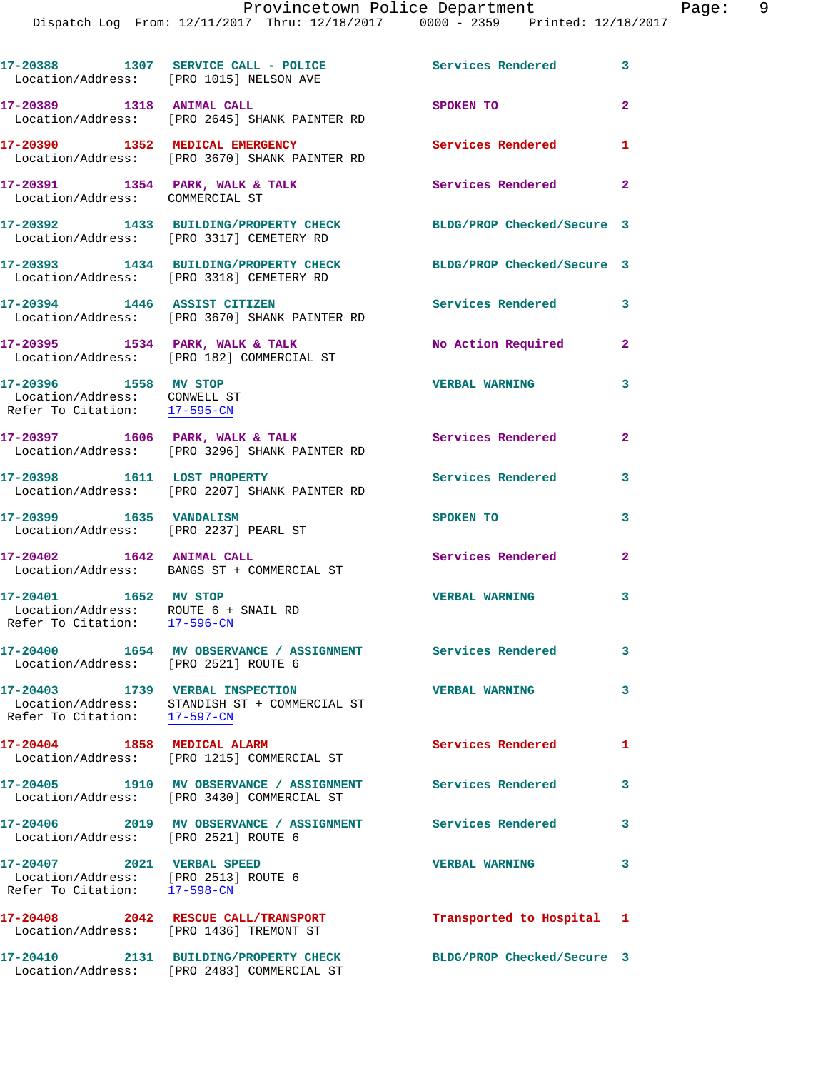**17-20388** 1307 **SERVICE CALL - POLICE** Services Rendered 3
Location/Address: [PRO 1015] NELSON AVE

**17-20389** 1318 **ANIMAL CALL** SPOKEN TO 2
Location/Address: [PRO 2645] SHANK PAINTER RD

**17-20390** 1352 **MEDICAL EMERGENCY** Services Rendered 1
Location/Address: [PRO 3670] SHANK PAINTER RD

**17-20391** 1354 **PARK, WALK & TALK** Services Rendered 2
Location/Address: COMMERCIAL ST

**17-20392** 1433 **BUILDING/PROPERTY CHECK** BLDG/PROP Checked/Secure 3
Location/Address: [PRO 3317] CEMETERY RD

**17-20393** 1434 **BUILDING/PROPERTY CHECK** BLDG/PROP Checked/Secure 3
Location/Address: [PRO 3318] CEMETERY RD

**17-20394** 1446 **ASSIST CITIZEN** Services Rendered 3
Location/Address: [PRO 3670] SHANK PAINTER RD

**17-20395** 1534 **PARK, WALK & TALK** No Action Required 2
Location/Address: [PRO 182] COMMERCIAL ST

**17-20396** 1558 **MV STOP** VERBAL WARNING 3
Location/Address: CONWELL ST
Refer To Citation: 17-595-CN

**17-20397** 1606 **PARK, WALK & TALK** Services Rendered 2
Location/Address: [PRO 3296] SHANK PAINTER RD

**17-20398** 1611 **LOST PROPERTY** Services Rendered 3
Location/Address: [PRO 2207] SHANK PAINTER RD

**17-20399** 1635 **VANDALISM** SPOKEN TO 3
Location/Address: [PRO 2237] PEARL ST

**17-20402** 1642 **ANIMAL CALL** Services Rendered 2
Location/Address: BANGS ST + COMMERCIAL ST

**17-20401** 1652 **MV STOP** VERBAL WARNING 3
Location/Address: ROUTE 6 + SNAIL RD
Refer To Citation: 17-596-CN

**17-20400** 1654 **MV OBSERVANCE / ASSIGNMENT** Services Rendered 3
Location/Address: [PRO 2521] ROUTE 6

**17-20403** 1739 **VERBAL INSPECTION** VERBAL WARNING 3
Location/Address: STANDISH ST + COMMERCIAL ST
Refer To Citation: 17-597-CN

**17-20404** 1858 **MEDICAL ALARM** Services Rendered 1
Location/Address: [PRO 1215] COMMERCIAL ST

**17-20405** 1910 **MV OBSERVANCE / ASSIGNMENT** Services Rendered 3
Location/Address: [PRO 3430] COMMERCIAL ST

**17-20406** 2019 **MV OBSERVANCE / ASSIGNMENT** Services Rendered 3
Location/Address: [PRO 2521] ROUTE 6

**17-20407** 2021 **VERBAL SPEED** VERBAL WARNING 3
Location/Address: [PRO 2513] ROUTE 6
Refer To Citation: 17-598-CN

**17-20408** 2042 **RESCUE CALL/TRANSPORT** Transported to Hospital 1
Location/Address: [PRO 1436] TREMONT ST

**17-20410** 2131 **BUILDING/PROPERTY CHECK** BLDG/PROP Checked/Secure 3
Location/Address: [PRO 2483] COMMERCIAL ST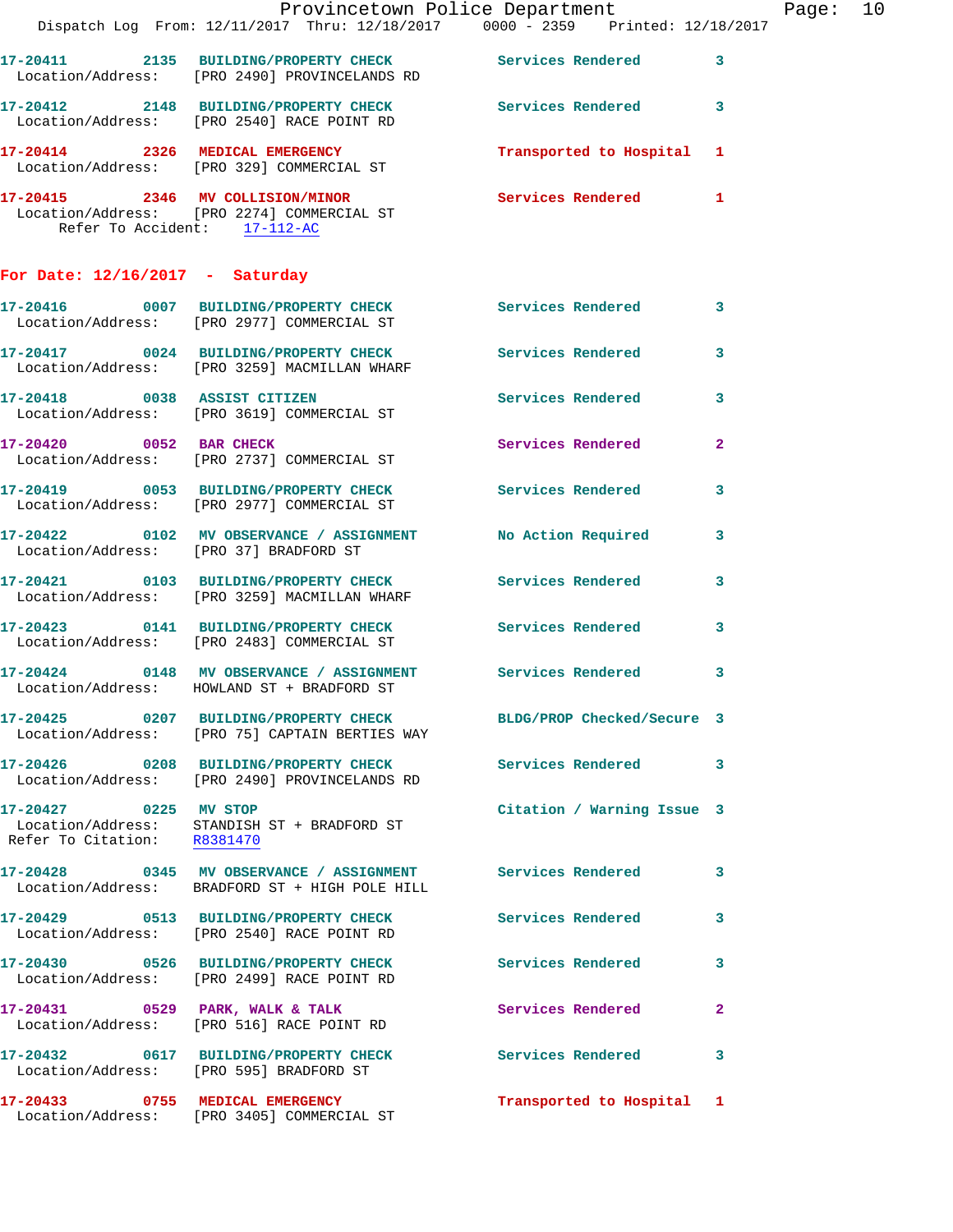17-20411 2135 BUILDING/PROPERTY CHECK Services Rendered 3
Location/Address: [PRO 2490] PROVINCELANDS RD

17-20412 2148 BUILDING/PROPERTY CHECK Services Rendered 3
Location/Address: [PRO 2540] RACE POINT RD

17-20414 2326 MEDICAL EMERGENCY Transported to Hospital 1
Location/Address: [PRO 329] COMMERCIAL ST

17-20415 2346 MV COLLISION/MINOR Services Rendered 1
Location/Address: [PRO 2274] COMMERCIAL ST
Refer To Accident: 17-112-AC

## For Date: 12/16/2017 - Saturday

17-20416 0007 BUILDING/PROPERTY CHECK Services Rendered 3
Location/Address: [PRO 2977] COMMERCIAL ST

17-20417 0024 BUILDING/PROPERTY CHECK Services Rendered 3
Location/Address: [PRO 3259] MACMILLAN WHARF

17-20418 0038 ASSIST CITIZEN Services Rendered 3
Location/Address: [PRO 3619] COMMERCIAL ST

17-20420 0052 BAR CHECK Services Rendered 2
Location/Address: [PRO 2737] COMMERCIAL ST

17-20419 0053 BUILDING/PROPERTY CHECK Services Rendered 3
Location/Address: [PRO 2977] COMMERCIAL ST

17-20422 0102 MV OBSERVANCE / ASSIGNMENT No Action Required 3
Location/Address: [PRO 37] BRADFORD ST

17-20421 0103 BUILDING/PROPERTY CHECK Services Rendered 3
Location/Address: [PRO 3259] MACMILLAN WHARF

17-20423 0141 BUILDING/PROPERTY CHECK Services Rendered 3
Location/Address: [PRO 2483] COMMERCIAL ST

17-20424 0148 MV OBSERVANCE / ASSIGNMENT Services Rendered 3
Location/Address: HOWLAND ST + BRADFORD ST

17-20425 0207 BUILDING/PROPERTY CHECK BLDG/PROP Checked/Secure 3
Location/Address: [PRO 75] CAPTAIN BERTIES WAY

17-20426 0208 BUILDING/PROPERTY CHECK Services Rendered 3
Location/Address: [PRO 2490] PROVINCELANDS RD

17-20427 0225 MV STOP Citation / Warning Issue 3
Location/Address: STANDISH ST + BRADFORD ST
Refer To Citation: R8381470

17-20428 0345 MV OBSERVANCE / ASSIGNMENT Services Rendered 3
Location/Address: BRADFORD ST + HIGH POLE HILL

17-20429 0513 BUILDING/PROPERTY CHECK Services Rendered 3
Location/Address: [PRO 2540] RACE POINT RD

17-20430 0526 BUILDING/PROPERTY CHECK Services Rendered 3
Location/Address: [PRO 2499] RACE POINT RD

17-20431 0529 PARK, WALK & TALK Services Rendered 2
Location/Address: [PRO 516] RACE POINT RD

17-20432 0617 BUILDING/PROPERTY CHECK Services Rendered 3
Location/Address: [PRO 595] BRADFORD ST

17-20433 0755 MEDICAL EMERGENCY Transported to Hospital 1
Location/Address: [PRO 3405] COMMERCIAL ST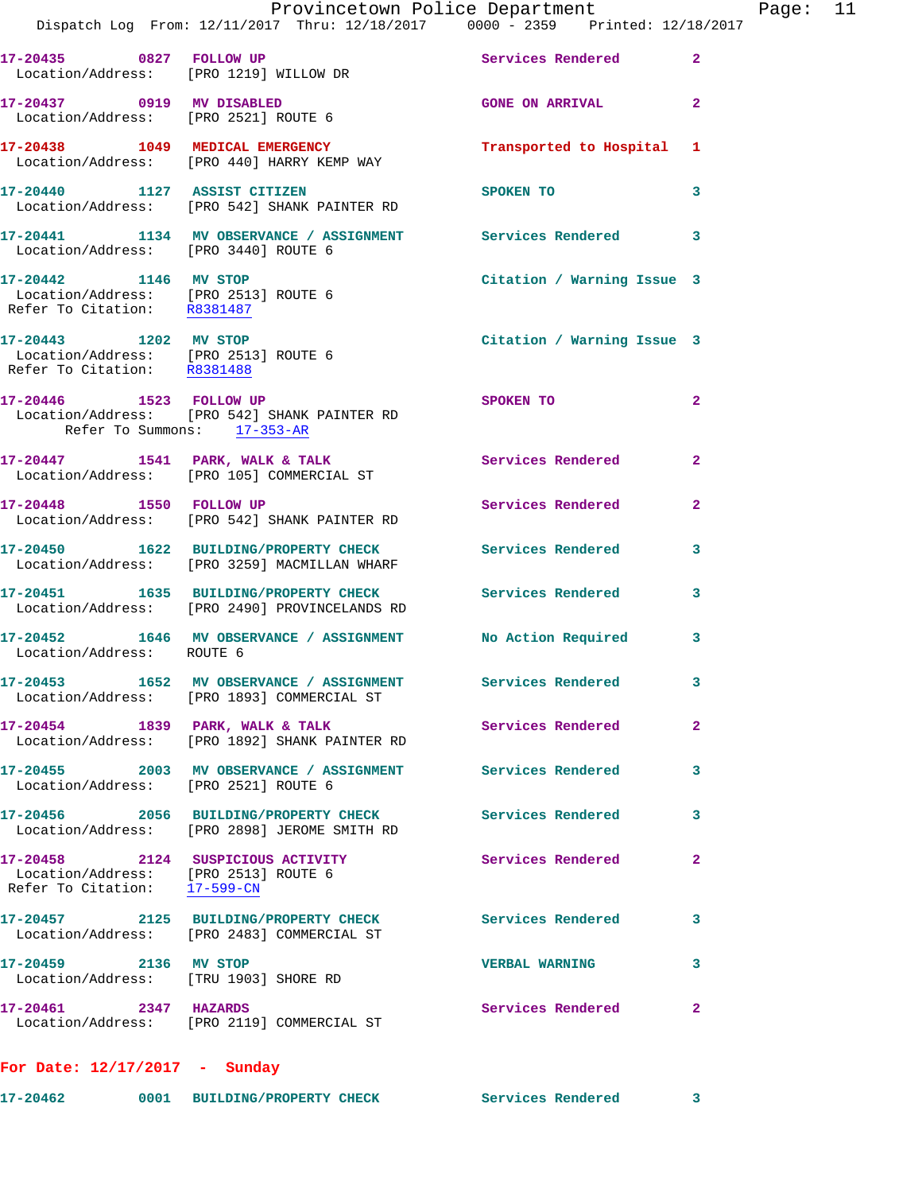17-20435 0827 FOLLOW UP Services Rendered 2
Location/Address: [PRO 1219] WILLOW DR

17-20437 0919 MV DISABLED GONE ON ARRIVAL 2
Location/Address: [PRO 2521] ROUTE 6

17-20438 1049 MEDICAL EMERGENCY Transported to Hospital 1
Location/Address: [PRO 440] HARRY KEMP WAY

17-20440 1127 ASSIST CITIZEN SPOKEN TO 3
Location/Address: [PRO 542] SHANK PAINTER RD

17-20441 1134 MV OBSERVANCE / ASSIGNMENT Services Rendered 3
Location/Address: [PRO 3440] ROUTE 6

17-20442 1146 MV STOP Citation / Warning Issue 3
Location/Address: [PRO 2513] ROUTE 6
Refer To Citation: R8381487

17-20443 1202 MV STOP Citation / Warning Issue 3
Location/Address: [PRO 2513] ROUTE 6
Refer To Citation: R8381488

17-20446 1523 FOLLOW UP SPOKEN TO 2
Location/Address: [PRO 542] SHANK PAINTER RD
Refer To Summons: 17-353-AR

17-20447 1541 PARK, WALK & TALK Services Rendered 2
Location/Address: [PRO 105] COMMERCIAL ST

17-20448 1550 FOLLOW UP Services Rendered 2
Location/Address: [PRO 542] SHANK PAINTER RD

17-20450 1622 BUILDING/PROPERTY CHECK Services Rendered 3
Location/Address: [PRO 3259] MACMILLAN WHARF

17-20451 1635 BUILDING/PROPERTY CHECK Services Rendered 3
Location/Address: [PRO 2490] PROVINCELANDS RD

17-20452 1646 MV OBSERVANCE / ASSIGNMENT No Action Required 3
Location/Address: ROUTE 6

17-20453 1652 MV OBSERVANCE / ASSIGNMENT Services Rendered 3
Location/Address: [PRO 1893] COMMERCIAL ST

17-20454 1839 PARK, WALK & TALK Services Rendered 2
Location/Address: [PRO 1892] SHANK PAINTER RD

17-20455 2003 MV OBSERVANCE / ASSIGNMENT Services Rendered 3
Location/Address: [PRO 2521] ROUTE 6

17-20456 2056 BUILDING/PROPERTY CHECK Services Rendered 3
Location/Address: [PRO 2898] JEROME SMITH RD

17-20458 2124 SUSPICIOUS ACTIVITY Services Rendered 2
Location/Address: [PRO 2513] ROUTE 6
Refer To Citation: 17-599-CN

17-20457 2125 BUILDING/PROPERTY CHECK Services Rendered 3
Location/Address: [PRO 2483] COMMERCIAL ST

17-20459 2136 MV STOP VERBAL WARNING 3
Location/Address: [TRU 1903] SHORE RD

17-20461 2347 HAZARDS Services Rendered 2
Location/Address: [PRO 2119] COMMERCIAL ST

**For Date: 12/17/2017 - Sunday**

17-20462 0001 BUILDING/PROPERTY CHECK Services Rendered 3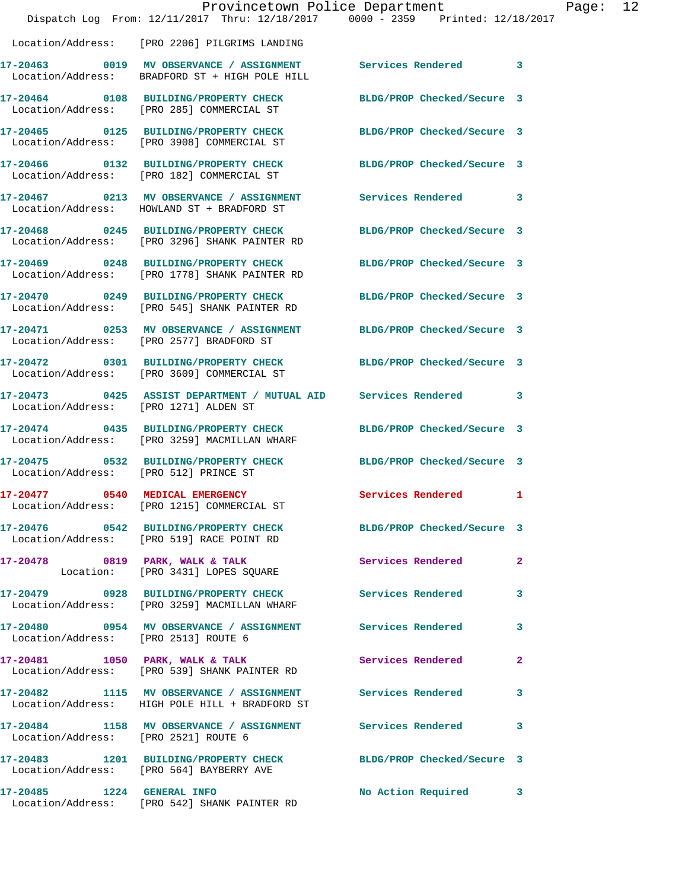Location/Address: [PRO 2206] PILGRIMS LANDING

**17-20463** 0019 MV OBSERVANCE / ASSIGNMENT Services Rendered 3
Location/Address: BRADFORD ST + HIGH POLE HILL

**17-20464** 0108 BUILDING/PROPERTY CHECK BLDG/PROP Checked/Secure 3
Location/Address: [PRO 285] COMMERCIAL ST

**17-20465** 0125 BUILDING/PROPERTY CHECK BLDG/PROP Checked/Secure 3
Location/Address: [PRO 3908] COMMERCIAL ST

**17-20466** 0132 BUILDING/PROPERTY CHECK BLDG/PROP Checked/Secure 3
Location/Address: [PRO 182] COMMERCIAL ST

**17-20467** 0213 MV OBSERVANCE / ASSIGNMENT Services Rendered 3
Location/Address: HOWLAND ST + BRADFORD ST

**17-20468** 0245 BUILDING/PROPERTY CHECK BLDG/PROP Checked/Secure 3
Location/Address: [PRO 3296] SHANK PAINTER RD

**17-20469** 0248 BUILDING/PROPERTY CHECK BLDG/PROP Checked/Secure 3
Location/Address: [PRO 1778] SHANK PAINTER RD

**17-20470** 0249 BUILDING/PROPERTY CHECK BLDG/PROP Checked/Secure 3
Location/Address: [PRO 545] SHANK PAINTER RD

**17-20471** 0253 MV OBSERVANCE / ASSIGNMENT BLDG/PROP Checked/Secure 3
Location/Address: [PRO 2577] BRADFORD ST

**17-20472** 0301 BUILDING/PROPERTY CHECK BLDG/PROP Checked/Secure 3
Location/Address: [PRO 3609] COMMERCIAL ST

**17-20473** 0425 ASSIST DEPARTMENT / MUTUAL AID Services Rendered 3
Location/Address: [PRO 1271] ALDEN ST

**17-20474** 0435 BUILDING/PROPERTY CHECK BLDG/PROP Checked/Secure 3
Location/Address: [PRO 3259] MACMILLAN WHARF

**17-20475** 0532 BUILDING/PROPERTY CHECK BLDG/PROP Checked/Secure 3
Location/Address: [PRO 512] PRINCE ST

**17-20477** 0540 MEDICAL EMERGENCY Services Rendered 1
Location/Address: [PRO 1215] COMMERCIAL ST

**17-20476** 0542 BUILDING/PROPERTY CHECK BLDG/PROP Checked/Secure 3
Location/Address: [PRO 519] RACE POINT RD

**17-20478** 0819 PARK, WALK & TALK Services Rendered 2
Location: [PRO 3431] LOPES SQUARE

**17-20479** 0928 BUILDING/PROPERTY CHECK Services Rendered 3
Location/Address: [PRO 3259] MACMILLAN WHARF

**17-20480** 0954 MV OBSERVANCE / ASSIGNMENT Services Rendered 3
Location/Address: [PRO 2513] ROUTE 6

**17-20481** 1050 PARK, WALK & TALK Services Rendered 2
Location/Address: [PRO 539] SHANK PAINTER RD

**17-20482** 1115 MV OBSERVANCE / ASSIGNMENT Services Rendered 3
Location/Address: HIGH POLE HILL + BRADFORD ST

**17-20484** 1158 MV OBSERVANCE / ASSIGNMENT Services Rendered 3
Location/Address: [PRO 2521] ROUTE 6

**17-20483** 1201 BUILDING/PROPERTY CHECK BLDG/PROP Checked/Secure 3
Location/Address: [PRO 564] BAYBERRY AVE

**17-20485** 1224 GENERAL INFO No Action Required 3
Location/Address: [PRO 542] SHANK PAINTER RD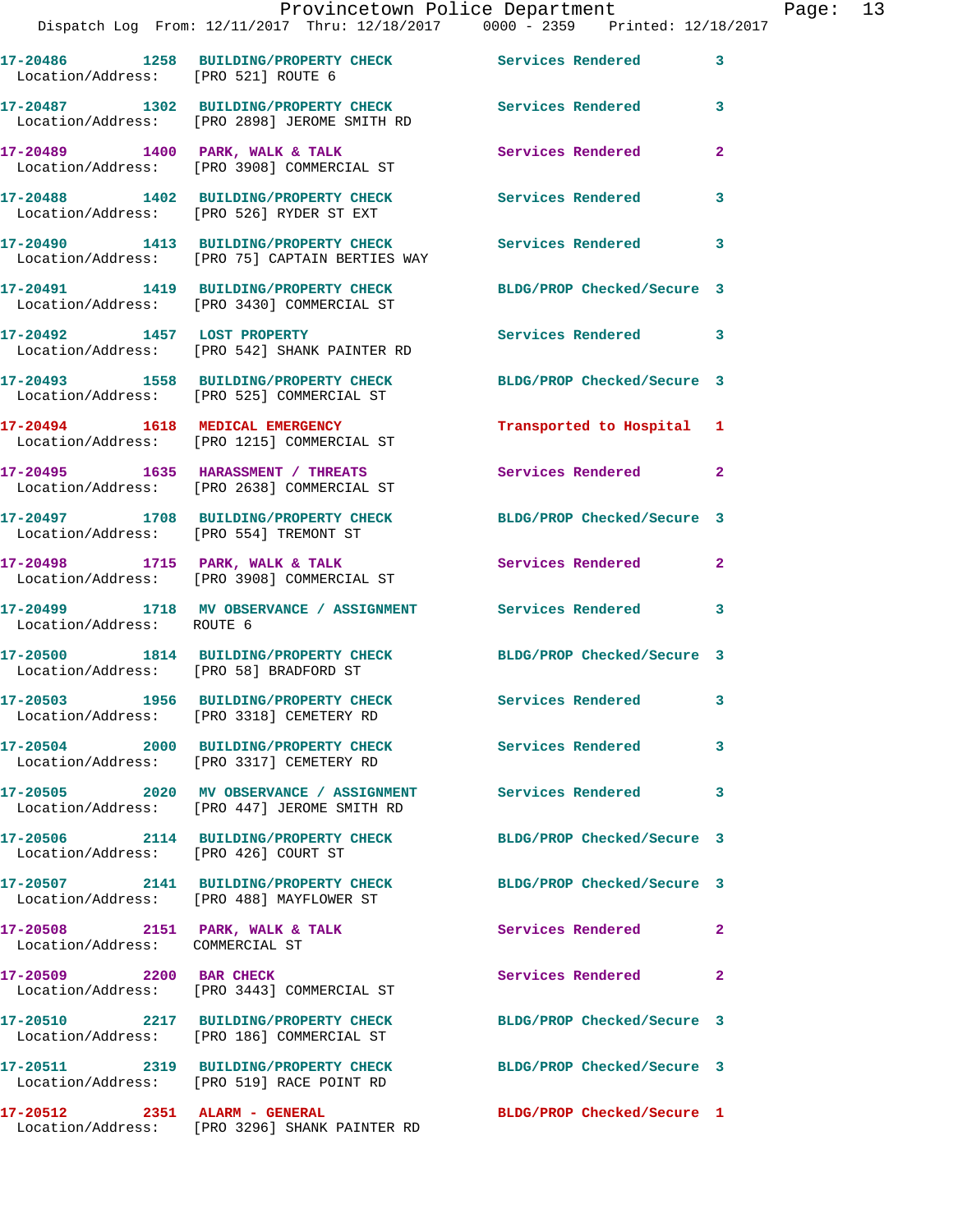| | | | | |
|---|---|---|---|---|
| 17-20486 | 1258 | BUILDING/PROPERTY CHECK | Services Rendered | 3 |
| Location/Address: | | [PRO 521] ROUTE 6 | | |
| 17-20487 | 1302 | BUILDING/PROPERTY CHECK | Services Rendered | 3 |
| Location/Address: | | [PRO 2898] JEROME SMITH RD | | |
| 17-20489 | 1400 | PARK, WALK & TALK | Services Rendered | 2 |
| Location/Address: | | [PRO 3908] COMMERCIAL ST | | |
| 17-20488 | 1402 | BUILDING/PROPERTY CHECK | Services Rendered | 3 |
| Location/Address: | | [PRO 526] RYDER ST EXT | | |
| 17-20490 | 1413 | BUILDING/PROPERTY CHECK | Services Rendered | 3 |
| Location/Address: | | [PRO 75] CAPTAIN BERTIES WAY | | |
| 17-20491 | 1419 | BUILDING/PROPERTY CHECK | BLDG/PROP Checked/Secure | 3 |
| Location/Address: | | [PRO 3430] COMMERCIAL ST | | |
| 17-20492 | 1457 | LOST PROPERTY | Services Rendered | 3 |
| Location/Address: | | [PRO 542] SHANK PAINTER RD | | |
| 17-20493 | 1558 | BUILDING/PROPERTY CHECK | BLDG/PROP Checked/Secure | 3 |
| Location/Address: | | [PRO 525] COMMERCIAL ST | | |
| 17-20494 | 1618 | MEDICAL EMERGENCY | Transported to Hospital | 1 |
| Location/Address: | | [PRO 1215] COMMERCIAL ST | | |
| 17-20495 | 1635 | HARASSMENT / THREATS | Services Rendered | 2 |
| Location/Address: | | [PRO 2638] COMMERCIAL ST | | |
| 17-20497 | 1708 | BUILDING/PROPERTY CHECK | BLDG/PROP Checked/Secure | 3 |
| Location/Address: | | [PRO 554] TREMONT ST | | |
| 17-20498 | 1715 | PARK, WALK & TALK | Services Rendered | 2 |
| Location/Address: | | [PRO 3908] COMMERCIAL ST | | |
| 17-20499 | 1718 | MV OBSERVANCE / ASSIGNMENT | Services Rendered | 3 |
| Location/Address: | | ROUTE 6 | | |
| 17-20500 | 1814 | BUILDING/PROPERTY CHECK | BLDG/PROP Checked/Secure | 3 |
| Location/Address: | | [PRO 58] BRADFORD ST | | |
| 17-20503 | 1956 | BUILDING/PROPERTY CHECK | Services Rendered | 3 |
| Location/Address: | | [PRO 3318] CEMETERY RD | | |
| 17-20504 | 2000 | BUILDING/PROPERTY CHECK | Services Rendered | 3 |
| Location/Address: | | [PRO 3317] CEMETERY RD | | |
| 17-20505 | 2020 | MV OBSERVANCE / ASSIGNMENT | Services Rendered | 3 |
| Location/Address: | | [PRO 447] JEROME SMITH RD | | |
| 17-20506 | 2114 | BUILDING/PROPERTY CHECK | BLDG/PROP Checked/Secure | 3 |
| Location/Address: | | [PRO 426] COURT ST | | |
| 17-20507 | 2141 | BUILDING/PROPERTY CHECK | BLDG/PROP Checked/Secure | 3 |
| Location/Address: | | [PRO 488] MAYFLOWER ST | | |
| 17-20508 | 2151 | PARK, WALK & TALK | Services Rendered | 2 |
| Location/Address: | | COMMERCIAL ST | | |
| 17-20509 | 2200 | BAR CHECK | Services Rendered | 2 |
| Location/Address: | | [PRO 3443] COMMERCIAL ST | | |
| 17-20510 | 2217 | BUILDING/PROPERTY CHECK | BLDG/PROP Checked/Secure | 3 |
| Location/Address: | | [PRO 186] COMMERCIAL ST | | |
| 17-20511 | 2319 | BUILDING/PROPERTY CHECK | BLDG/PROP Checked/Secure | 3 |
| Location/Address: | | [PRO 519] RACE POINT RD | | |
| 17-20512 | 2351 | ALARM - GENERAL | BLDG/PROP Checked/Secure | 1 |
| Location/Address: | | [PRO 3296] SHANK PAINTER RD | | |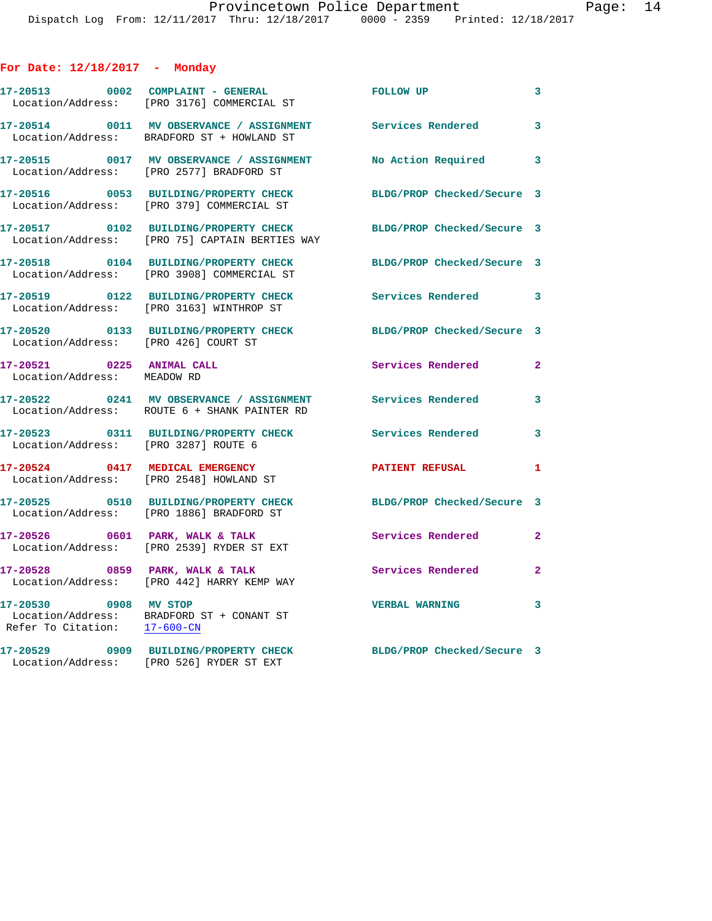## For Date: 12/18/2017 - Monday

| | | | | |
|---|---|---|---|---|
| 17-20513 | 0002 | COMPLAINT - GENERAL | FOLLOW UP | 3 |
| Location/Address: | [PRO 3176] COMMERCIAL ST | | | |
| 17-20514 | 0011 | MV OBSERVANCE / ASSIGNMENT | Services Rendered | 3 |
| Location/Address: | BRADFORD ST + HOWLAND ST | | | |
| 17-20515 | 0017 | MV OBSERVANCE / ASSIGNMENT | No Action Required | 3 |
| Location/Address: | [PRO 2577] BRADFORD ST | | | |
| 17-20516 | 0053 | BUILDING/PROPERTY CHECK | BLDG/PROP Checked/Secure | 3 |
| Location/Address: | [PRO 379] COMMERCIAL ST | | | |
| 17-20517 | 0102 | BUILDING/PROPERTY CHECK | BLDG/PROP Checked/Secure | 3 |
| Location/Address: | [PRO 75] CAPTAIN BERTIES WAY | | | |
| 17-20518 | 0104 | BUILDING/PROPERTY CHECK | BLDG/PROP Checked/Secure | 3 |
| Location/Address: | [PRO 3908] COMMERCIAL ST | | | |
| 17-20519 | 0122 | BUILDING/PROPERTY CHECK | Services Rendered | 3 |
| Location/Address: | [PRO 3163] WINTHROP ST | | | |
| 17-20520 | 0133 | BUILDING/PROPERTY CHECK | BLDG/PROP Checked/Secure | 3 |
| Location/Address: | [PRO 426] COURT ST | | | |
| 17-20521 | 0225 | ANIMAL CALL | Services Rendered | 2 |
| Location/Address: | MEADOW RD | | | |
| 17-20522 | 0241 | MV OBSERVANCE / ASSIGNMENT | Services Rendered | 3 |
| Location/Address: | ROUTE 6 + SHANK PAINTER RD | | | |
| 17-20523 | 0311 | BUILDING/PROPERTY CHECK | Services Rendered | 3 |
| Location/Address: | [PRO 3287] ROUTE 6 | | | |
| 17-20524 | 0417 | MEDICAL EMERGENCY | PATIENT REFUSAL | 1 |
| Location/Address: | [PRO 2548] HOWLAND ST | | | |
| 17-20525 | 0510 | BUILDING/PROPERTY CHECK | BLDG/PROP Checked/Secure | 3 |
| Location/Address: | [PRO 1886] BRADFORD ST | | | |
| 17-20526 | 0601 | PARK, WALK & TALK | Services Rendered | 2 |
| Location/Address: | [PRO 2539] RYDER ST EXT | | | |
| 17-20528 | 0859 | PARK, WALK & TALK | Services Rendered | 2 |
| Location/Address: | [PRO 442] HARRY KEMP WAY | | | |
| 17-20530 | 0908 | MV STOP | VERBAL WARNING | 3 |
| Location/Address: | BRADFORD ST + CONANT ST | | | |
| Refer To Citation: | 17-600-CN | | | |
| 17-20529 | 0909 | BUILDING/PROPERTY CHECK | BLDG/PROP Checked/Secure | 3 |
| Location/Address: | [PRO 526] RYDER ST EXT | | | |